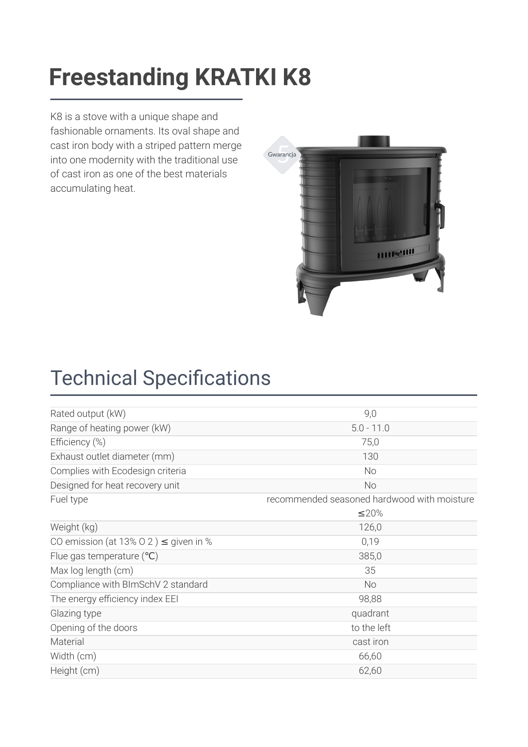# Freestanding KRATKI K8

K8 is a stove with a unique shape and fashionable ornaments. Its oval shape and cast iron body with a striped pattern merge into one modernity with the traditional use of cast iron as one of the best materials accumulating heat.

## Technical Specifications

| | |
|---|---|
| Rated output (kW) | 9,0 |
| Range of heating power (kW) | 5.0 - 11.0 |
| Efficiency (%) | 75,0 |
| Exhaust outlet diameter (mm) | 130 |
| Complies with Ecodesign criteria | No |
| Designed for heat recovery unit | No |
| Fuel type | recommended seasoned hardwood with moisture ≤20% |
| Weight (kg) | 126,0 |
| CO emission (at 13% O 2 ) ≤ given in % | 0,19 |
| Flue gas temperature (℃) | 385,0 |
| Max log length (cm) | 35 |
| Compliance with BImSchV 2 standard | No |
| The energy efficiency index EEI | 98,88 |
| Glazing type | quadrant |
| Opening of the doors | to the left |
| Material | cast iron |
| Width (cm) | 66,60 |
| Height (cm) | 62,60 |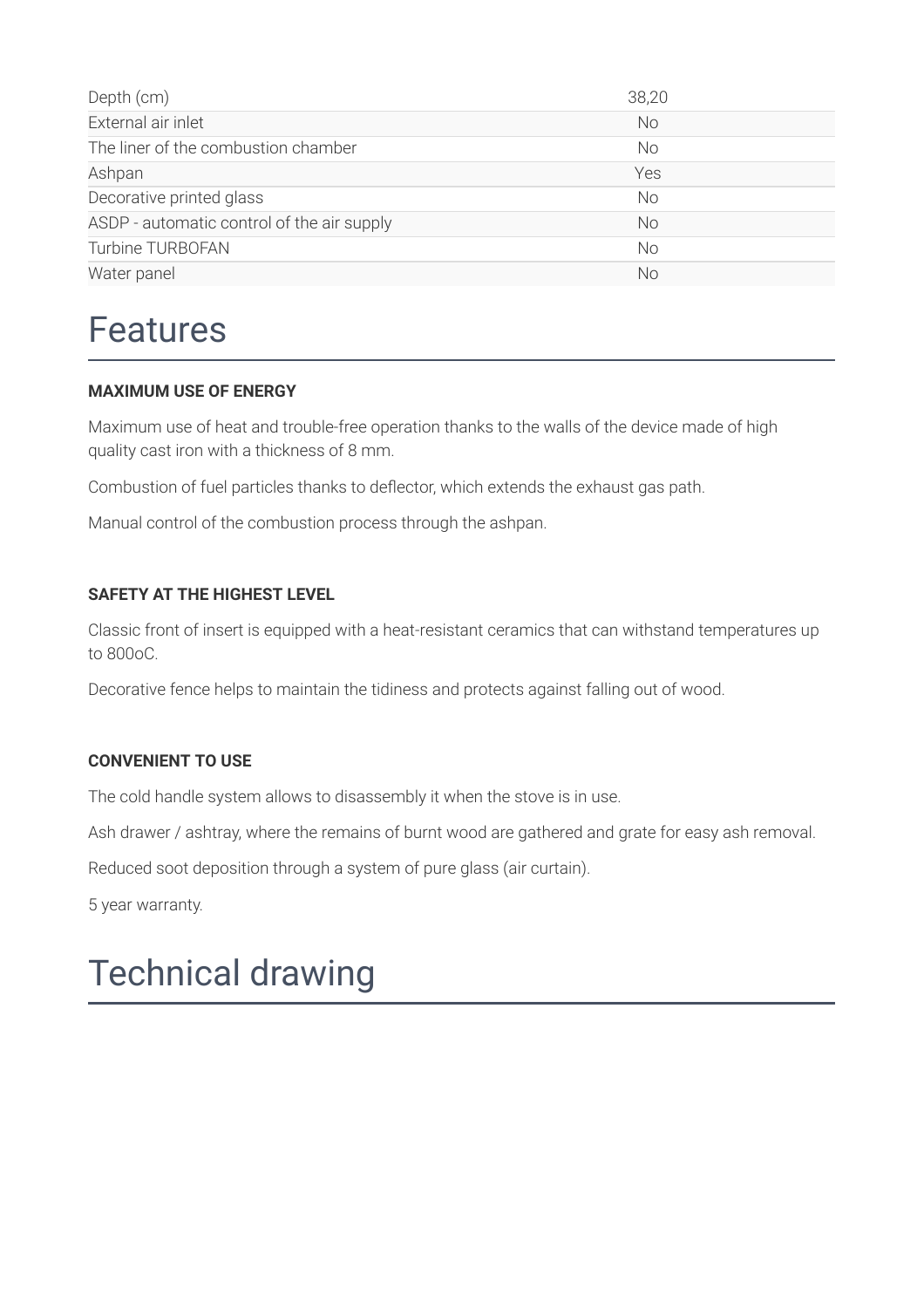| | |
|---|---|
| Depth (cm) | 38,20 |
| External air inlet | No |
| The liner of the combustion chamber | No |
| Ashpan | Yes |
| Decorative printed glass | No |
| ASDP - automatic control of the air supply | No |
| Turbine TURBOFAN | No |
| Water panel | No |

# Features

**MAXIMUM USE OF ENERGY**

Maximum use of heat and trouble-free operation thanks to the walls of the device made of high quality cast iron with a thickness of 8 mm.

Combustion of fuel particles thanks to deflector, which extends the exhaust gas path.

Manual control of the combustion process through the ashpan.

**SAFETY AT THE HIGHEST LEVEL**

Classic front of insert is equipped with a heat-resistant ceramics that can withstand temperatures up to 800oC.

Decorative fence helps to maintain the tidiness and protects against falling out of wood.

**CONVENIENT TO USE**

The cold handle system allows to disassembly it when the stove is in use.

Ash drawer / ashtray, where the remains of burnt wood are gathered and grate for easy ash removal.

Reduced soot deposition through a system of pure glass (air curtain).

5 year warranty.

# Technical drawing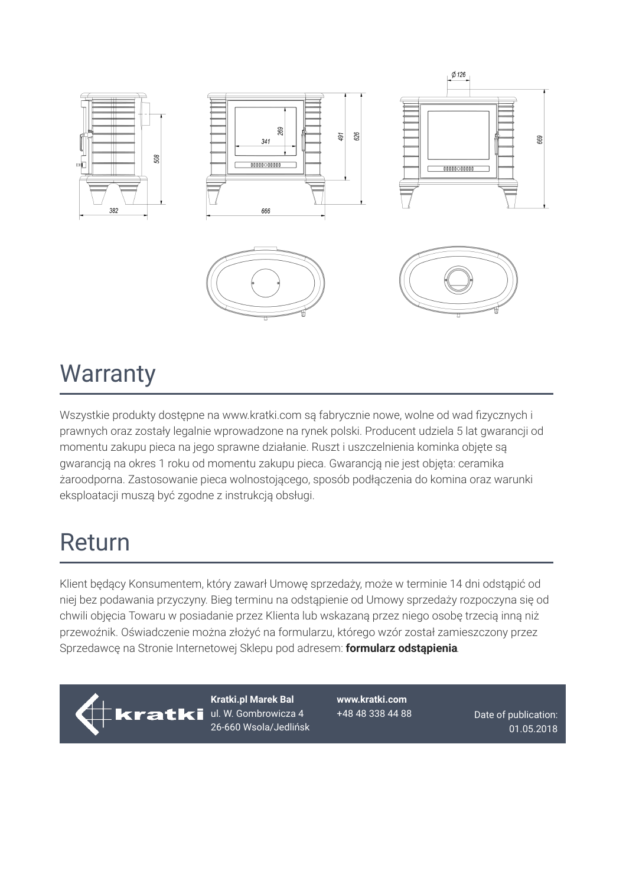Ø 126

508

382

269

341

491

626

666

669

## Warranty

Wszystkie produkty dostępne na www.kratki.com są fabrycznie nowe, wolne od wad fizycznych i prawnych oraz zostały legalnie wprowadzone na rynek polski. Producent udziela 5 lat gwarancji od momentu zakupu pieca na jego sprawne działanie. Ruszt i uszczelnienia kominka objęte są gwarancją na okres 1 roku od momentu zakupu pieca. Gwarancją nie jest objęta: ceramika żaroodporna. Zastosowanie pieca wolnostojącego, sposób podłączenia do komina oraz warunki eksploatacji muszą być zgodne z instrukcją obsługi.

## Return

Klient będący Konsumentem, który zawarł Umowę sprzedaży, może w terminie 14 dni odstąpić od niej bez podawania przyczyny. Bieg terminu na odstąpienie od Umowy sprzedaży rozpoczyna się od chwili objęcia Towaru w posiadanie przez Klienta lub wskazaną przez niego osobę trzecią inną niż przewoźnik. Oświadczenie można złożyć na formularzu, którego wzór został zamieszczony przez Sprzedawcę na Stronie Internetowej Sklepu pod adresem: **formularz odstąpienia**.

kratki

**Kratki.pl Marek Bal**
ul. W. Gombrowicza 4
26-660 Wsola/Jedlińsk

**www.kratki.com**
+48 48 338 44 88

Date of publication:
01.05.2018